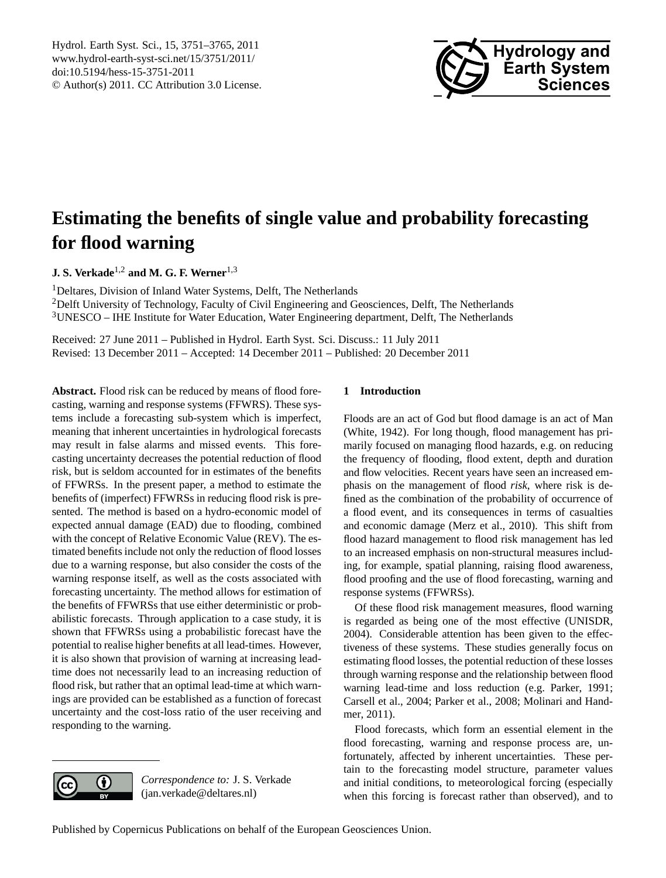# Estimating the benefits of single value and probability forecasting for flood warning

**J. S. Verkade**[1,2] **and M. G. F. Werner**[1,3]

[1]Deltares, Division of Inland Water Systems, Delft, The Netherlands
[2]Delft University of Technology, Faculty of Civil Engineering and Geosciences, Delft, The Netherlands
[3]UNESCO – IHE Institute for Water Education, Water Engineering department, Delft, The Netherlands

Received: 27 June 2011 – Published in Hydrol. Earth Syst. Sci. Discuss.: 11 July 2011
Revised: 13 December 2011 – Accepted: 14 December 2011 – Published: 20 December 2011

**Abstract.** Flood risk can be reduced by means of flood forecasting, warning and response systems (FFWRS). These systems include a forecasting sub-system which is imperfect, meaning that inherent uncertainties in hydrological forecasts may result in false alarms and missed events. This forecasting uncertainty decreases the potential reduction of flood risk, but is seldom accounted for in estimates of the benefits of FFWRSs. In the present paper, a method to estimate the benefits of (imperfect) FFWRSs in reducing flood risk is presented. The method is based on a hydro-economic model of expected annual damage (EAD) due to flooding, combined with the concept of Relative Economic Value (REV). The estimated benefits include not only the reduction of flood losses due to a warning response, but also consider the costs of the warning response itself, as well as the costs associated with forecasting uncertainty. The method allows for estimation of the benefits of FFWRSs that use either deterministic or probabilistic forecasts. Through application to a case study, it is shown that FFWRSs using a probabilistic forecast have the potential to realise higher benefits at all lead-times. However, it is also shown that provision of warning at increasing lead-time does not necessarily lead to an increasing reduction of flood risk, but rather that an optimal lead-time at which warnings are provided can be established as a function of forecast uncertainty and the cost-loss ratio of the user receiving and responding to the warning.

*Correspondence to:* J. S. Verkade (jan.verkade@deltares.nl)

## 1 Introduction

Floods are an act of God but flood damage is an act of Man (White, 1942). For long though, flood management has primarily focused on managing flood hazards, e.g. on reducing the frequency of flooding, flood extent, depth and duration and flow velocities. Recent years have seen an increased emphasis on the management of flood *risk*, where risk is defined as the combination of the probability of occurrence of a flood event, and its consequences in terms of casualties and economic damage (Merz et al., 2010). This shift from flood hazard management to flood risk management has led to an increased emphasis on non-structural measures including, for example, spatial planning, raising flood awareness, flood proofing and the use of flood forecasting, warning and response systems (FFWRSs).

Of these flood risk management measures, flood warning is regarded as being one of the most effective (UNISDR, 2004). Considerable attention has been given to the effectiveness of these systems. These studies generally focus on estimating flood losses, the potential reduction of these losses through warning response and the relationship between flood warning lead-time and loss reduction (e.g. Parker, 1991; Carsell et al., 2004; Parker et al., 2008; Molinari and Handmer, 2011).

Flood forecasts, which form an essential element in the flood forecasting, warning and response process are, unfortunately, affected by inherent uncertainties. These pertain to the forecasting model structure, parameter values and initial conditions, to meteorological forcing (especially when this forcing is forecast rather than observed), and to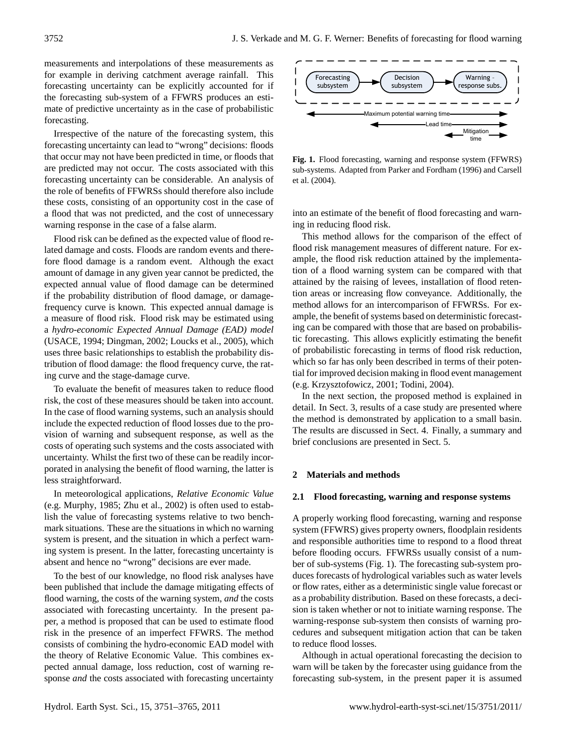measurements and interpolations of these measurements as for example in deriving catchment average rainfall. This forecasting uncertainty can be explicitly accounted for if the forecasting sub-system of a FFWRS produces an estimate of predictive uncertainty as in the case of probabilistic forecasting.

Irrespective of the nature of the forecasting system, this forecasting uncertainty can lead to "wrong" decisions: floods that occur may not have been predicted in time, or floods that are predicted may not occur. The costs associated with this forecasting uncertainty can be considerable. An analysis of the role of benefits of FFWRSs should therefore also include these costs, consisting of an opportunity cost in the case of a flood that was not predicted, and the cost of unnecessary warning response in the case of a false alarm.

Flood risk can be defined as the expected value of flood related damage and costs. Floods are random events and therefore flood damage is a random event. Although the exact amount of damage in any given year cannot be predicted, the expected annual value of flood damage can be determined if the probability distribution of flood damage, or damage-frequency curve is known. This expected annual damage is a measure of flood risk. Flood risk may be estimated using a *hydro-economic Expected Annual Damage (EAD) model* (USACE, 1994; Dingman, 2002; Loucks et al., 2005), which uses three basic relationships to establish the probability distribution of flood damage: the flood frequency curve, the rating curve and the stage-damage curve.

To evaluate the benefit of measures taken to reduce flood risk, the cost of these measures should be taken into account. In the case of flood warning systems, such an analysis should include the expected reduction of flood losses due to the provision of warning and subsequent response, as well as the costs of operating such systems and the costs associated with uncertainty. Whilst the first two of these can be readily incorporated in analysing the benefit of flood warning, the latter is less straightforward.

In meteorological applications, *Relative Economic Value* (e.g. Murphy, 1985; Zhu et al., 2002) is often used to establish the value of forecasting systems relative to two benchmark situations. These are the situations in which no warning system is present, and the situation in which a perfect warning system is present. In the latter, forecasting uncertainty is absent and hence no "wrong" decisions are ever made.

To the best of our knowledge, no flood risk analyses have been published that include the damage mitigating effects of flood warning, the costs of the warning system, *and* the costs associated with forecasting uncertainty. In the present paper, a method is proposed that can be used to estimate flood risk in the presence of an imperfect FFWRS. The method consists of combining the hydro-economic EAD model with the theory of Relative Economic Value. This combines expected annual damage, loss reduction, cost of warning response *and* the costs associated with forecasting uncertainty into an estimate of the benefit of flood forecasting and warning in reducing flood risk.

Forecasting subsystem
Decision subsystem
Warning – response subs.
Maximum potential warning time
Lead time
Mitigation time

**Fig. 1.** Flood forecasting, warning and response system (FFWRS) sub-systems. Adapted from Parker and Fordham (1996) and Carsell et al. (2004).

This method allows for the comparison of the effect of flood risk management measures of different nature. For example, the flood risk reduction attained by the implementation of a flood warning system can be compared with that attained by the raising of levees, installation of flood retention areas or increasing flow conveyance. Additionally, the method allows for an intercomparison of FFWRSs. For example, the benefit of systems based on deterministic forecasting can be compared with those that are based on probabilistic forecasting. This allows explicitly estimating the benefit of probabilistic forecasting in terms of flood risk reduction, which so far has only been described in terms of their potential for improved decision making in flood event management (e.g. Krzysztofowicz, 2001; Todini, 2004).

In the next section, the proposed method is explained in detail. In Sect. 3, results of a case study are presented where the method is demonstrated by application to a small basin. The results are discussed in Sect. 4. Finally, a summary and brief conclusions are presented in Sect. 5.

## 2 Materials and methods

### 2.1 Flood forecasting, warning and response systems

A properly working flood forecasting, warning and response system (FFWRS) gives property owners, floodplain residents and responsible authorities time to respond to a flood threat before flooding occurs. FFWRSs usually consist of a number of sub-systems (Fig. 1). The forecasting sub-system produces forecasts of hydrological variables such as water levels or flow rates, either as a deterministic single value forecast or as a probability distribution. Based on these forecasts, a decision is taken whether or not to initiate warning response. The warning-response sub-system then consists of warning procedures and subsequent mitigation action that can be taken to reduce flood losses.

Although in actual operational forecasting the decision to warn will be taken by the forecaster using guidance from the forecasting sub-system, in the present paper it is assumed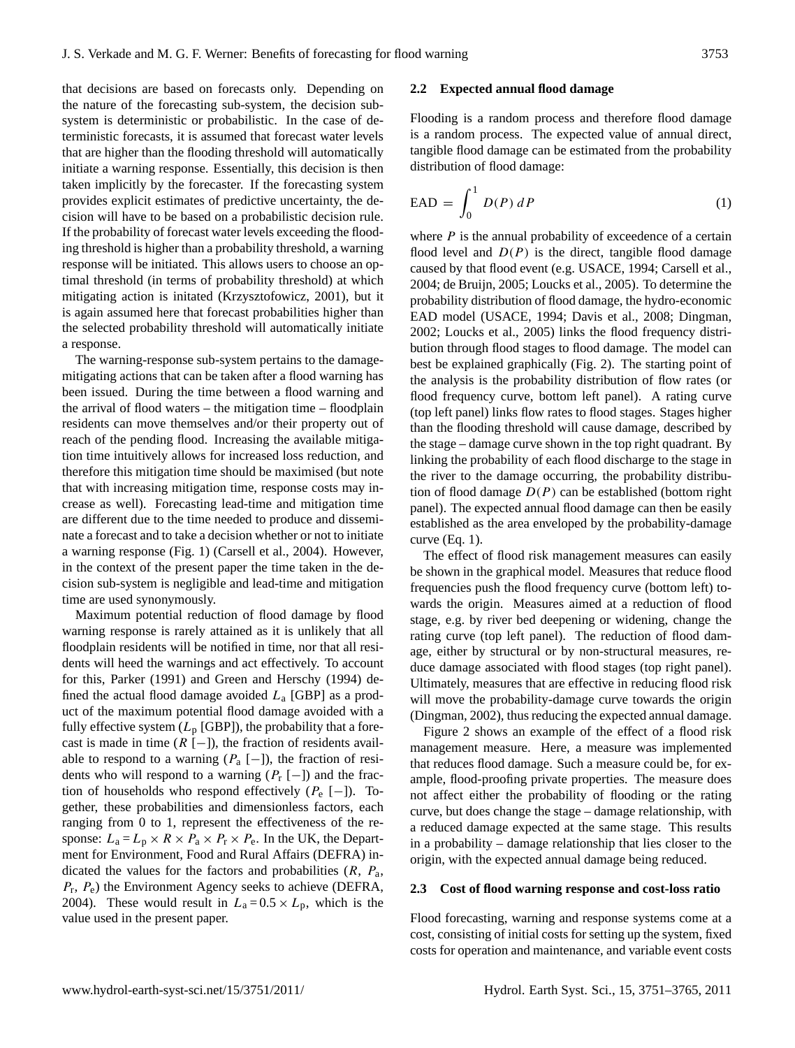that decisions are based on forecasts only. Depending on the nature of the forecasting sub-system, the decision sub-system is deterministic or probabilistic. In the case of deterministic forecasts, it is assumed that forecast water levels that are higher than the flooding threshold will automatically initiate a warning response. Essentially, this decision is then taken implicitly by the forecaster. If the forecasting system provides explicit estimates of predictive uncertainty, the decision will have to be based on a probabilistic decision rule. If the probability of forecast water levels exceeding the flooding threshold is higher than a probability threshold, a warning response will be initiated. This allows users to choose an optimal threshold (in terms of probability threshold) at which mitigating action is initated (Krzysztofowicz, 2001), but it is again assumed here that forecast probabilities higher than the selected probability threshold will automatically initiate a response.

The warning-response sub-system pertains to the damage-mitigating actions that can be taken after a flood warning has been issued. During the time between a flood warning and the arrival of flood waters – the mitigation time – floodplain residents can move themselves and/or their property out of reach of the pending flood. Increasing the available mitigation time intuitively allows for increased loss reduction, and therefore this mitigation time should be maximised (but note that with increasing mitigation time, response costs may increase as well). Forecasting lead-time and mitigation time are different due to the time needed to produce and disseminate a forecast and to take a decision whether or not to initiate a warning response (Fig. 1) (Carsell et al., 2004). However, in the context of the present paper the time taken in the decision sub-system is negligible and lead-time and mitigation time are used synonymously.

Maximum potential reduction of flood damage by flood warning response is rarely attained as it is unlikely that all floodplain residents will be notified in time, nor that all residents will heed the warnings and act effectively. To account for this, Parker (1991) and Green and Herschy (1994) defined the actual flood damage avoided $L_a$ [GBP] as a product of the maximum potential flood damage avoided with a fully effective system ($L_p$ [GBP]), the probability that a forecast is made in time ($R$ [−]), the fraction of residents available to respond to a warning ($P_a$ [−]), the fraction of residents who will respond to a warning ($P_r$ [−]) and the fraction of households who respond effectively ($P_e$ [−]). Together, these probabilities and dimensionless factors, each ranging from 0 to 1, represent the effectiveness of the response: $L_a = L_p \times R \times P_a \times P_r \times P_e$. In the UK, the Department for Environment, Food and Rural Affairs (DEFRA) indicated the values for the factors and probabilities ($R$, $P_a$, $P_r$, $P_e$) the Environment Agency seeks to achieve (DEFRA, 2004). These would result in $L_a = 0.5 \times L_p$, which is the value used in the present paper.

### 2.2 Expected annual flood damage

Flooding is a random process and therefore flood damage is a random process. The expected value of annual direct, tangible flood damage can be estimated from the probability distribution of flood damage:

$$\mathrm{EAD} = \int_0^1 D(P)\, dP \tag{1}$$

where $P$ is the annual probability of exceedence of a certain flood level and $D(P)$ is the direct, tangible flood damage caused by that flood event (e.g. USACE, 1994; Carsell et al., 2004; de Bruijn, 2005; Loucks et al., 2005). To determine the probability distribution of flood damage, the hydro-economic EAD model (USACE, 1994; Davis et al., 2008; Dingman, 2002; Loucks et al., 2005) links the flood frequency distribution through flood stages to flood damage. The model can best be explained graphically (Fig. 2). The starting point of the analysis is the probability distribution of flow rates (or flood frequency curve, bottom left panel). A rating curve (top left panel) links flow rates to flood stages. Stages higher than the flooding threshold will cause damage, described by the stage – damage curve shown in the top right quadrant. By linking the probability of each flood discharge to the stage in the river to the damage occurring, the probability distribution of flood damage $D(P)$ can be established (bottom right panel). The expected annual flood damage can then be easily established as the area enveloped by the probability-damage curve (Eq. 1).

The effect of flood risk management measures can easily be shown in the graphical model. Measures that reduce flood frequencies push the flood frequency curve (bottom left) towards the origin. Measures aimed at a reduction of flood stage, e.g. by river bed deepening or widening, change the rating curve (top left panel). The reduction of flood damage, either by structural or by non-structural measures, reduce damage associated with flood stages (top right panel). Ultimately, measures that are effective in reducing flood risk will move the probability-damage curve towards the origin (Dingman, 2002), thus reducing the expected annual damage.

Figure 2 shows an example of the effect of a flood risk management measure. Here, a measure was implemented that reduces flood damage. Such a measure could be, for example, flood-proofing private properties. The measure does not affect either the probability of flooding or the rating curve, but does change the stage – damage relationship, with a reduced damage expected at the same stage. This results in a probability – damage relationship that lies closer to the origin, with the expected annual damage being reduced.

### 2.3 Cost of flood warning response and cost-loss ratio

Flood forecasting, warning and response systems come at a cost, consisting of initial costs for setting up the system, fixed costs for operation and maintenance, and variable event costs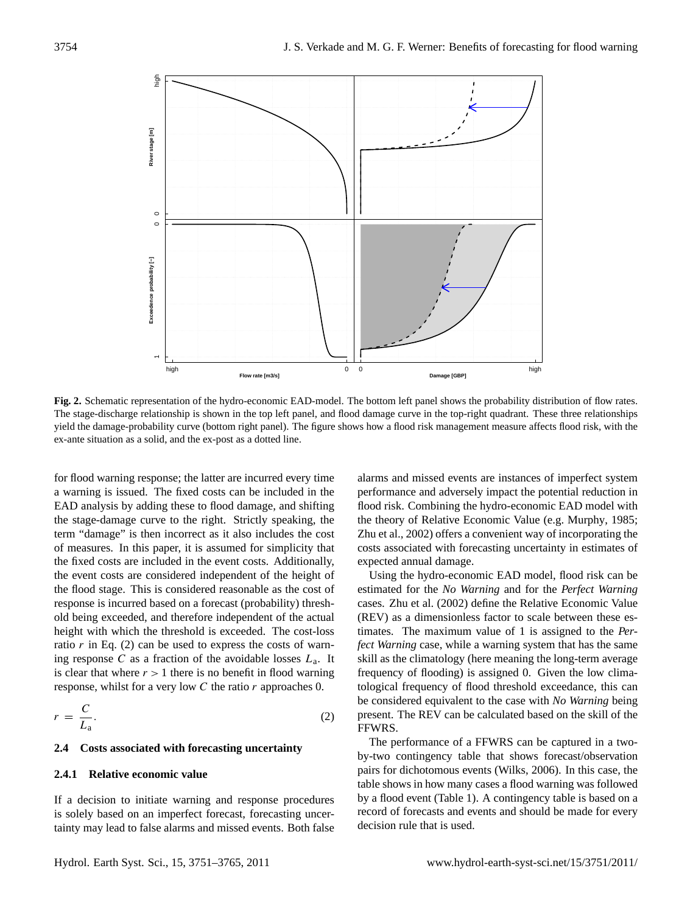high

River stage [m]

0 0

0

Exceedence probability [-]

1

high

Flow rate [m3/s]

0 0

Damage [GBP]

high

**Fig. 2.** Schematic representation of the hydro-economic EAD-model. The bottom left panel shows the probability distribution of flow rates. The stage-discharge relationship is shown in the top left panel, and flood damage curve in the top-right quadrant. These three relationships yield the damage-probability curve (bottom right panel). The figure shows how a flood risk management measure affects flood risk, with the ex-ante situation as a solid, and the ex-post as a dotted line.

for flood warning response; the latter are incurred every time a warning is issued. The fixed costs can be included in the EAD analysis by adding these to flood damage, and shifting the stage-damage curve to the right. Strictly speaking, the term "damage" is then incorrect as it also includes the cost of measures. In this paper, it is assumed for simplicity that the fixed costs are included in the event costs. Additionally, the event costs are considered independent of the height of the flood stage. This is considered reasonable as the cost of response is incurred based on a forecast (probability) threshold being exceeded, and therefore independent of the actual height with which the threshold is exceeded. The cost-loss ratio $r$ in Eq. (2) can be used to express the costs of warning response $C$ as a fraction of the avoidable losses $L_\mathrm{a}$. It is clear that where $r > 1$ there is no benefit in flood warning response, whilst for a very low $C$ the ratio $r$ approaches 0.

$$r = \frac{C}{L_\mathrm{a}}. \tag{2}$$

### 2.4 Costs associated with forecasting uncertainty

#### 2.4.1 Relative economic value

If a decision to initiate warning and response procedures is solely based on an imperfect forecast, forecasting uncertainty may lead to false alarms and missed events. Both false alarms and missed events are instances of imperfect system performance and adversely impact the potential reduction in flood risk. Combining the hydro-economic EAD model with the theory of Relative Economic Value (e.g. Murphy, 1985; Zhu et al., 2002) offers a convenient way of incorporating the costs associated with forecasting uncertainty in estimates of expected annual damage.

Using the hydro-economic EAD model, flood risk can be estimated for the *No Warning* and for the *Perfect Warning* cases. Zhu et al. (2002) define the Relative Economic Value (REV) as a dimensionless factor to scale between these estimates. The maximum value of 1 is assigned to the *Perfect Warning* case, while a warning system that has the same skill as the climatology (here meaning the long-term average frequency of flooding) is assigned 0. Given the low climatological frequency of flood threshold exceedance, this can be considered equivalent to the case with *No Warning* being present. The REV can be calculated based on the skill of the FFWRS.

The performance of a FFWRS can be captured in a two-by-two contingency table that shows forecast/observation pairs for dichotomous events (Wilks, 2006). In this case, the table shows in how many cases a flood warning was followed by a flood event (Table 1). A contingency table is based on a record of forecasts and events and should be made for every decision rule that is used.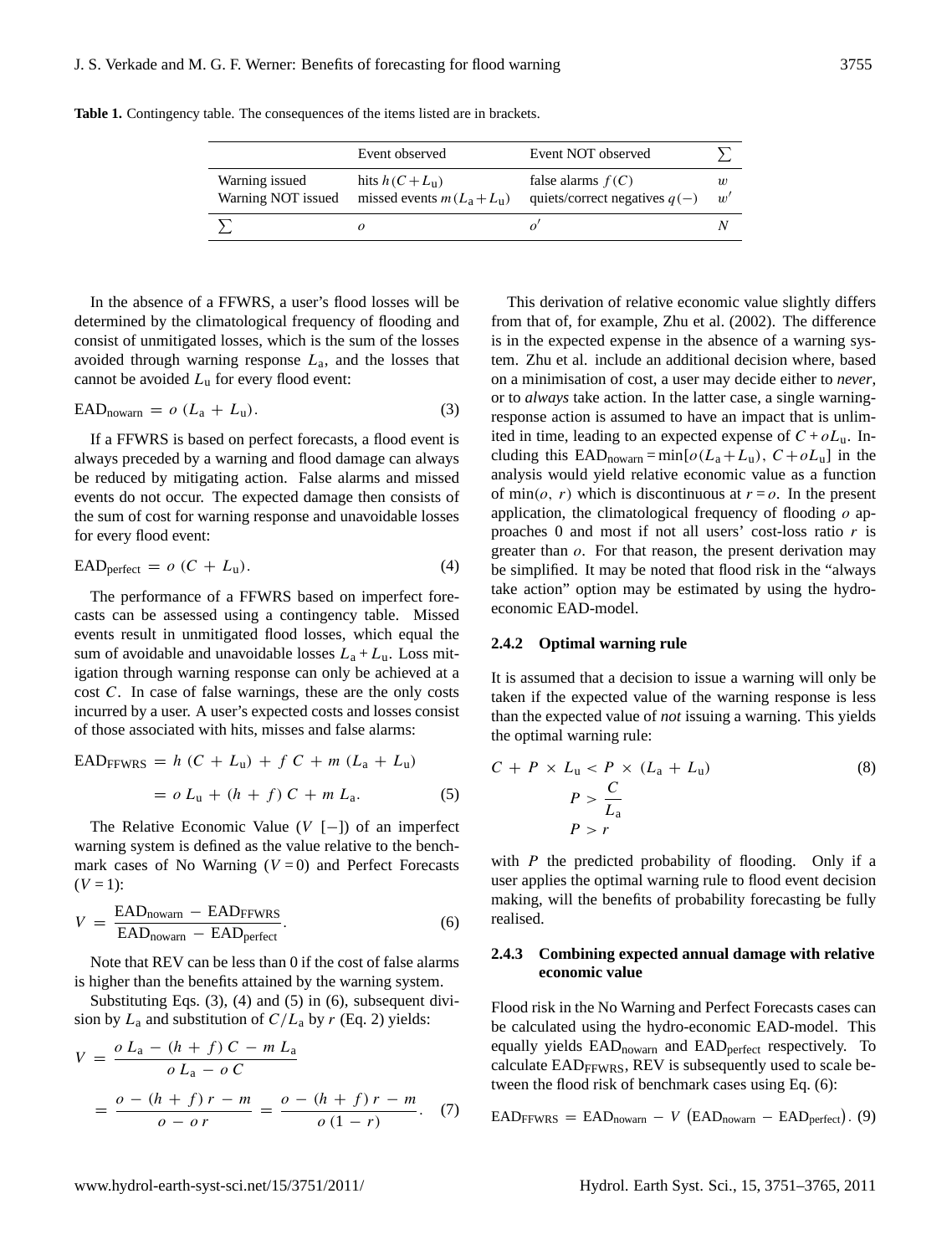**Table 1.** Contingency table. The consequences of the items listed are in brackets.

| | Event observed | Event NOT observed | $\sum$ |
|---|---|---|---|
| Warning issued | hits $h\,(C+L_\mathrm{u})$ | false alarms $f\,(C)$ | $w$ |
| Warning NOT issued | missed events $m\,(L_\mathrm{a}+L_\mathrm{u})$ | quiets/correct negatives $q\,(-)$ | $w'$ |
| $\sum$ | $o$ | $o'$ | $N$ |

In the absence of a FFWRS, a user's flood losses will be determined by the climatological frequency of flooding and consist of unmitigated losses, which is the sum of the losses avoided through warning response $L_\mathrm{a}$, and the losses that cannot be avoided $L_\mathrm{u}$ for every flood event:

$$\mathrm{EAD}_\mathrm{nowarn} = o\,(L_\mathrm{a} + L_\mathrm{u}). \quad (3)$$

If a FFWRS is based on perfect forecasts, a flood event is always preceded by a warning and flood damage can always be reduced by mitigating action. False alarms and missed events do not occur. The expected damage then consists of the sum of cost for warning response and unavoidable losses for every flood event:

$$\mathrm{EAD}_\mathrm{perfect} = o\,(C + L_\mathrm{u}). \quad (4)$$

The performance of a FFWRS based on imperfect forecasts can be assessed using a contingency table. Missed events result in unmitigated flood losses, which equal the sum of avoidable and unavoidable losses $L_\mathrm{a} + L_\mathrm{u}$. Loss mitigation through warning response can only be achieved at a cost $C$. In case of false warnings, these are the only costs incurred by a user. A user's expected costs and losses consist of those associated with hits, misses and false alarms:

$$\begin{aligned}\mathrm{EAD}_\mathrm{FFWRS} &= h\,(C + L_\mathrm{u}) + f\,C + m\,(L_\mathrm{a} + L_\mathrm{u}) \\ &= o\,L_\mathrm{u} + (h + f)\,C + m\,L_\mathrm{a}. \quad (5)\end{aligned}$$

The Relative Economic Value ($V$ [$-$]) of an imperfect warning system is defined as the value relative to the benchmark cases of No Warning ($V = 0$) and Perfect Forecasts ($V = 1$):

$$V = \frac{\mathrm{EAD}_\mathrm{nowarn} - \mathrm{EAD}_\mathrm{FFWRS}}{\mathrm{EAD}_\mathrm{nowarn} - \mathrm{EAD}_\mathrm{perfect}}. \quad (6)$$

Note that REV can be less than 0 if the cost of false alarms is higher than the benefits attained by the warning system.

Substituting Eqs. (3), (4) and (5) in (6), subsequent division by $L_\mathrm{a}$ and substitution of $C/L_\mathrm{a}$ by $r$ (Eq. 2) yields:

$$\begin{aligned}V &= \frac{o\,L_\mathrm{a} - (h + f)\,C - m\,L_\mathrm{a}}{o\,L_\mathrm{a} - o\,C} \\ &= \frac{o - (h + f)\,r - m}{o - o\,r} = \frac{o - (h + f)\,r - m}{o\,(1 - r)}. \quad (7)\end{aligned}$$

This derivation of relative economic value slightly differs from that of, for example, Zhu et al. (2002). The difference is in the expected expense in the absence of a warning system. Zhu et al. include an additional decision where, based on a minimisation of cost, a user may decide either to *never*, or to *always* take action. In the latter case, a single warning-response action is assumed to have an impact that is unlimited in time, leading to an expected expense of $C + oL_\mathrm{u}$. Including this $\mathrm{EAD}_\mathrm{nowarn} = \min[o(L_\mathrm{a} + L_\mathrm{u}),\ C + oL_\mathrm{u}]$ in the analysis would yield relative economic value as a function of $\min(o,\ r)$ which is discontinuous at $r = o$. In the present application, the climatological frequency of flooding $o$ approaches 0 and most if not all users' cost-loss ratio $r$ is greater than $o$. For that reason, the present derivation may be simplified. It may be noted that flood risk in the "always take action" option may be estimated by using the hydro-economic EAD-model.

### 2.4.2 Optimal warning rule

It is assumed that a decision to issue a warning will only be taken if the expected value of the warning response is less than the expected value of *not* issuing a warning. This yields the optimal warning rule:

$$\begin{aligned}C + P \times L_\mathrm{u} &< P \times (L_\mathrm{a} + L_\mathrm{u}) \quad (8)\\ P &> \frac{C}{L_\mathrm{a}} \\ P &> r\end{aligned}$$

with $P$ the predicted probability of flooding. Only if a user applies the optimal warning rule to flood event decision making, will the benefits of probability forecasting be fully realised.

### 2.4.3 Combining expected annual damage with relative economic value

Flood risk in the No Warning and Perfect Forecasts cases can be calculated using the hydro-economic EAD-model. This equally yields $\mathrm{EAD}_\mathrm{nowarn}$ and $\mathrm{EAD}_\mathrm{perfect}$ respectively. To calculate $\mathrm{EAD}_\mathrm{FFWRS}$, REV is subsequently used to scale between the flood risk of benchmark cases using Eq. (6):

$$\mathrm{EAD}_\mathrm{FFWRS} = \mathrm{EAD}_\mathrm{nowarn} - V\,\left(\mathrm{EAD}_\mathrm{nowarn} - \mathrm{EAD}_\mathrm{perfect}\right). \quad (9)$$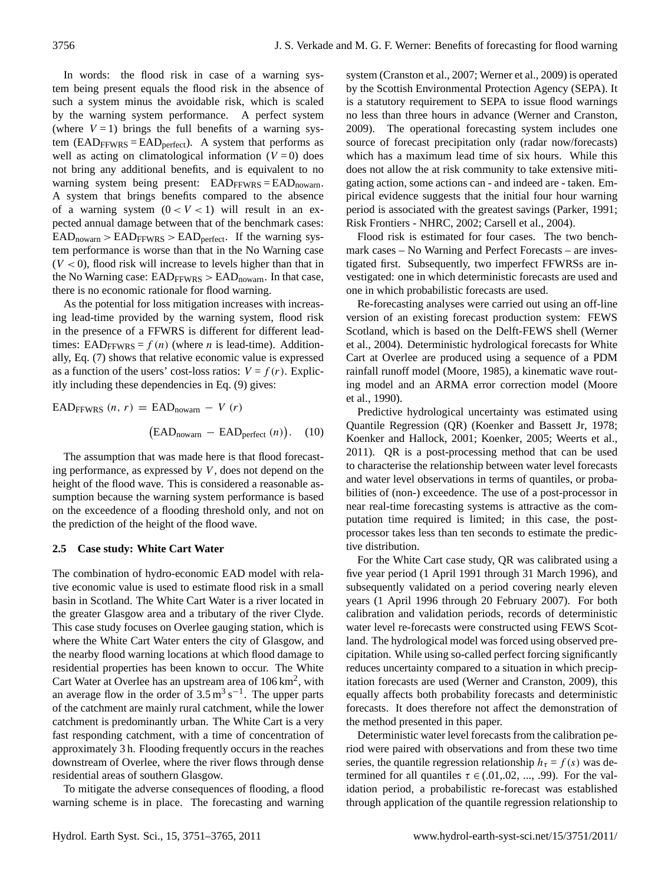In words: the flood risk in case of a warning system being present equals the flood risk in the absence of such a system minus the avoidable risk, which is scaled by the warning system performance. A perfect system (where $V = 1$) brings the full benefits of a warning system ($\mathrm{EAD_{FFWRS}} = \mathrm{EAD_{perfect}}$). A system that performs as well as acting on climatological information ($V = 0$) does not bring any additional benefits, and is equivalent to no warning system being present: $\mathrm{EAD_{FFWRS}} = \mathrm{EAD_{nowarn}}$. A system that brings benefits compared to the absence of a warning system ($0 < V < 1$) will result in an expected annual damage between that of the benchmark cases: $\mathrm{EAD_{nowarn}} > \mathrm{EAD_{FFWRS}} > \mathrm{EAD_{perfect}}$. If the warning system performance is worse than that in the No Warning case ($V < 0$), flood risk will increase to levels higher than that in the No Warning case: $\mathrm{EAD_{FFWRS}} > \mathrm{EAD_{nowarn}}$. In that case, there is no economic rationale for flood warning.

As the potential for loss mitigation increases with increasing lead-time provided by the warning system, flood risk in the presence of a FFWRS is different for different lead-times: $\mathrm{EAD_{FFWRS}} = f(n)$ (where $n$ is lead-time). Additionally, Eq. (7) shows that relative economic value is expressed as a function of the users' cost-loss ratios: $V = f(r)$. Explicitly including these dependencies in Eq. (9) gives:

$$\mathrm{EAD_{FFWRS}}\,(n,\, r) \;=\; \mathrm{EAD_{nowarn}} \;-\; V\,(r) \left(\mathrm{EAD_{nowarn}} \;-\; \mathrm{EAD_{perfect}}\,(n)\right). \quad (10)$$

The assumption that was made here is that flood forecasting performance, as expressed by $V$, does not depend on the height of the flood wave. This is considered a reasonable assumption because the warning system performance is based on the exceedence of a flooding threshold only, and not on the prediction of the height of the flood wave.

### 2.5 Case study: White Cart Water

The combination of hydro-economic EAD model with relative economic value is used to estimate flood risk in a small basin in Scotland. The White Cart Water is a river located in the greater Glasgow area and a tributary of the river Clyde. This case study focuses on Overlee gauging station, which is where the White Cart Water enters the city of Glasgow, and the nearby flood warning locations at which flood damage to residential properties has been known to occur. The White Cart Water at Overlee has an upstream area of $106\,\mathrm{km}^2$, with an average flow in the order of $3.5\,\mathrm{m}^3\,\mathrm{s}^{-1}$. The upper parts of the catchment are mainly rural catchment, while the lower catchment is predominantly urban. The White Cart is a very fast responding catchment, with a time of concentration of approximately 3 h. Flooding frequently occurs in the reaches downstream of Overlee, where the river flows through dense residential areas of southern Glasgow.

To mitigate the adverse consequences of flooding, a flood warning scheme is in place. The forecasting and warning system (Cranston et al., 2007; Werner et al., 2009) is operated by the Scottish Environmental Protection Agency (SEPA). It is a statutory requirement to SEPA to issue flood warnings no less than three hours in advance (Werner and Cranston, 2009). The operational forecasting system includes one source of forecast precipitation only (radar now/forecasts) which has a maximum lead time of six hours. While this does not allow the at risk community to take extensive mitigating action, some actions can - and indeed are - taken. Empirical evidence suggests that the initial four hour warning period is associated with the greatest savings (Parker, 1991; Risk Frontiers - NHRC, 2002; Carsell et al., 2004).

Flood risk is estimated for four cases. The two benchmark cases – No Warning and Perfect Forecasts – are investigated first. Subsequently, two imperfect FFWRSs are investigated: one in which deterministic forecasts are used and one in which probabilistic forecasts are used.

Re-forecasting analyses were carried out using an off-line version of an existing forecast production system: FEWS Scotland, which is based on the Delft-FEWS shell (Werner et al., 2004). Deterministic hydrological forecasts for White Cart at Overlee are produced using a sequence of a PDM rainfall runoff model (Moore, 1985), a kinematic wave routing model and an ARMA error correction model (Moore et al., 1990).

Predictive hydrological uncertainty was estimated using Quantile Regression (QR) (Koenker and Bassett Jr, 1978; Koenker and Hallock, 2001; Koenker, 2005; Weerts et al., 2011). QR is a post-processing method that can be used to characterise the relationship between water level forecasts and water level observations in terms of quantiles, or probabilities of (non-) exceedence. The use of a post-processor in near real-time forecasting systems is attractive as the computation time required is limited; in this case, the post-processor takes less than ten seconds to estimate the predictive distribution.

For the White Cart case study, QR was calibrated using a five year period (1 April 1991 through 31 March 1996), and subsequently validated on a period covering nearly eleven years (1 April 1996 through 20 February 2007). For both calibration and validation periods, records of deterministic water level re-forecasts were constructed using FEWS Scotland. The hydrological model was forced using observed precipitation. While using so-called perfect forcing significantly reduces uncertainty compared to a situation in which precipitation forecasts are used (Werner and Cranston, 2009), this equally affects both probability forecasts and deterministic forecasts. It does therefore not affect the demonstration of the method presented in this paper.

Deterministic water level forecasts from the calibration period were paired with observations and from these two time series, the quantile regression relationship $h_\tau = f(s)$ was determined for all quantiles $\tau \in (.01,.02,\, ...,\, .99)$. For the validation period, a probabilistic re-forecast was established through application of the quantile regression relationship to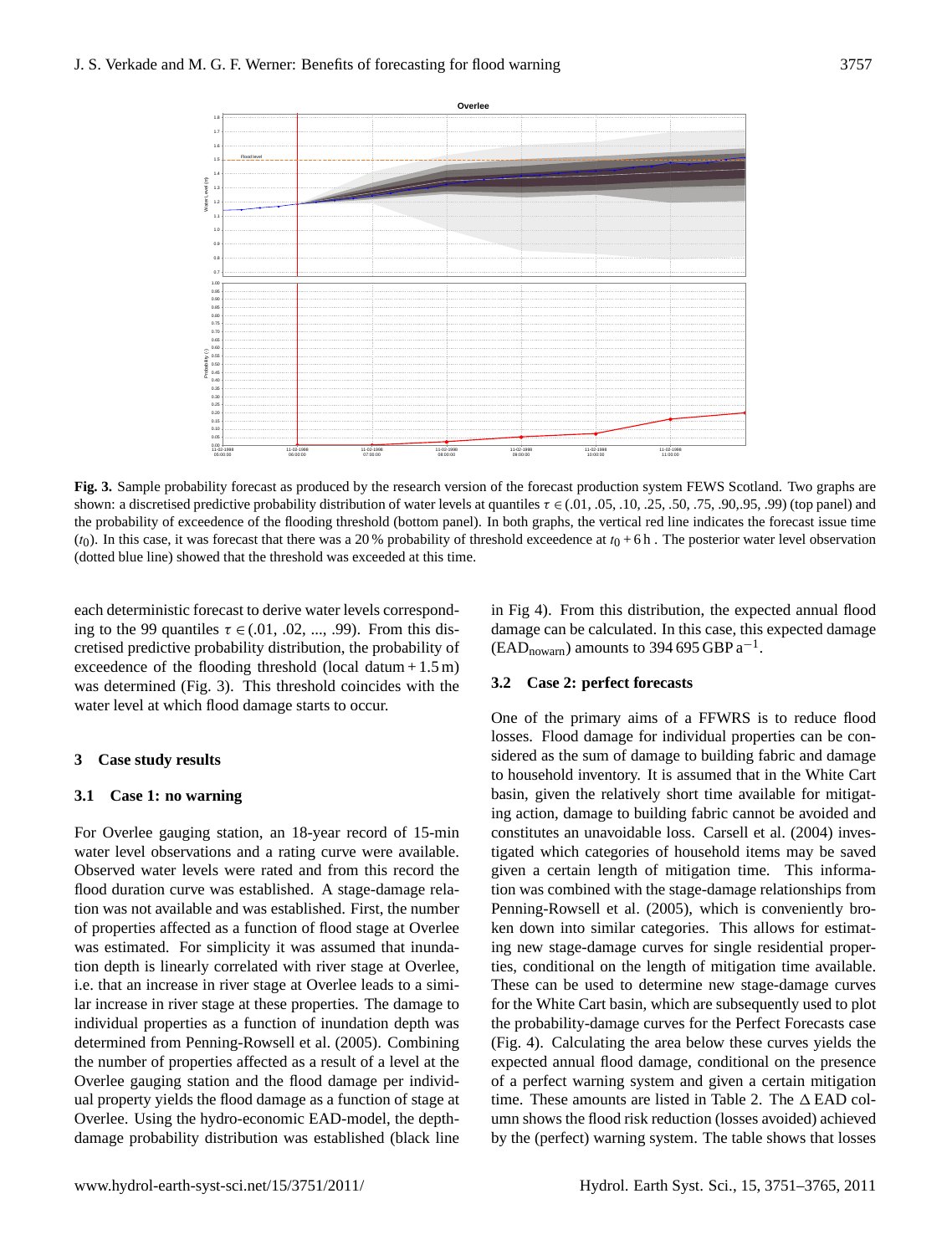Overlee

Flood level

Water Level (m)

Probability (-)

11-02-1998 05:00:00

11-02-1998 06:00:00

11-02-1998 07:00:00

11-02-1998 08:00:00

11-02-1998 09:00:00

11-02-1998 10:00:00

11-02-1998 11:00:00

**Fig. 3.** Sample probability forecast as produced by the research version of the forecast production system FEWS Scotland. Two graphs are shown: a discretised predictive probability distribution of water levels at quantiles $\tau \in (.01, .05, .10, .25, .50, .75, .90,.95, .99)$ (top panel) and the probability of exceedence of the flooding threshold (bottom panel). In both graphs, the vertical red line indicates the forecast issue time ($t_0$). In this case, it was forecast that there was a 20 % probability of threshold exceedence at $t_0 + 6$ h . The posterior water level observation (dotted blue line) showed that the threshold was exceeded at this time.

each deterministic forecast to derive water levels corresponding to the 99 quantiles $\tau \in (.01, .02, ..., .99)$. From this discretised predictive probability distribution, the probability of exceedence of the flooding threshold (local datum + 1.5 m) was determined (Fig. 3). This threshold coincides with the water level at which flood damage starts to occur.

## 3 Case study results

### 3.1 Case 1: no warning

For Overlee gauging station, an 18-year record of 15-min water level observations and a rating curve were available. Observed water levels were rated and from this record the flood duration curve was established. A stage-damage relation was not available and was established. First, the number of properties affected as a function of flood stage at Overlee was estimated. For simplicity it was assumed that inundation depth is linearly correlated with river stage at Overlee, i.e. that an increase in river stage at Overlee leads to a similar increase in river stage at these properties. The damage to individual properties as a function of inundation depth was determined from Penning-Rowsell et al. (2005). Combining the number of properties affected as a result of a level at the Overlee gauging station and the flood damage per individual property yields the flood damage as a function of stage at Overlee. Using the hydro-economic EAD-model, the depth-damage probability distribution was established (black line in Fig 4). From this distribution, the expected annual flood damage can be calculated. In this case, this expected damage ($\mathrm{EAD}_{\mathrm{nowarn}}$) amounts to 394 695 GBP $\mathrm{a}^{-1}$.

### 3.2 Case 2: perfect forecasts

One of the primary aims of a FFWRS is to reduce flood losses. Flood damage for individual properties can be considered as the sum of damage to building fabric and damage to household inventory. It is assumed that in the White Cart basin, given the relatively short time available for mitigating action, damage to building fabric cannot be avoided and constitutes an unavoidable loss. Carsell et al. (2004) investigated which categories of household items may be saved given a certain length of mitigation time. This information was combined with the stage-damage relationships from Penning-Rowsell et al. (2005), which is conveniently broken down into similar categories. This allows for estimating new stage-damage curves for single residential properties, conditional on the length of mitigation time available. These can be used to determine new stage-damage curves for the White Cart basin, which are subsequently used to plot the probability-damage curves for the Perfect Forecasts case (Fig. 4). Calculating the area below these curves yields the expected annual flood damage, conditional on the presence of a perfect warning system and given a certain mitigation time. These amounts are listed in Table 2. The $\Delta$ EAD column shows the flood risk reduction (losses avoided) achieved by the (perfect) warning system. The table shows that losses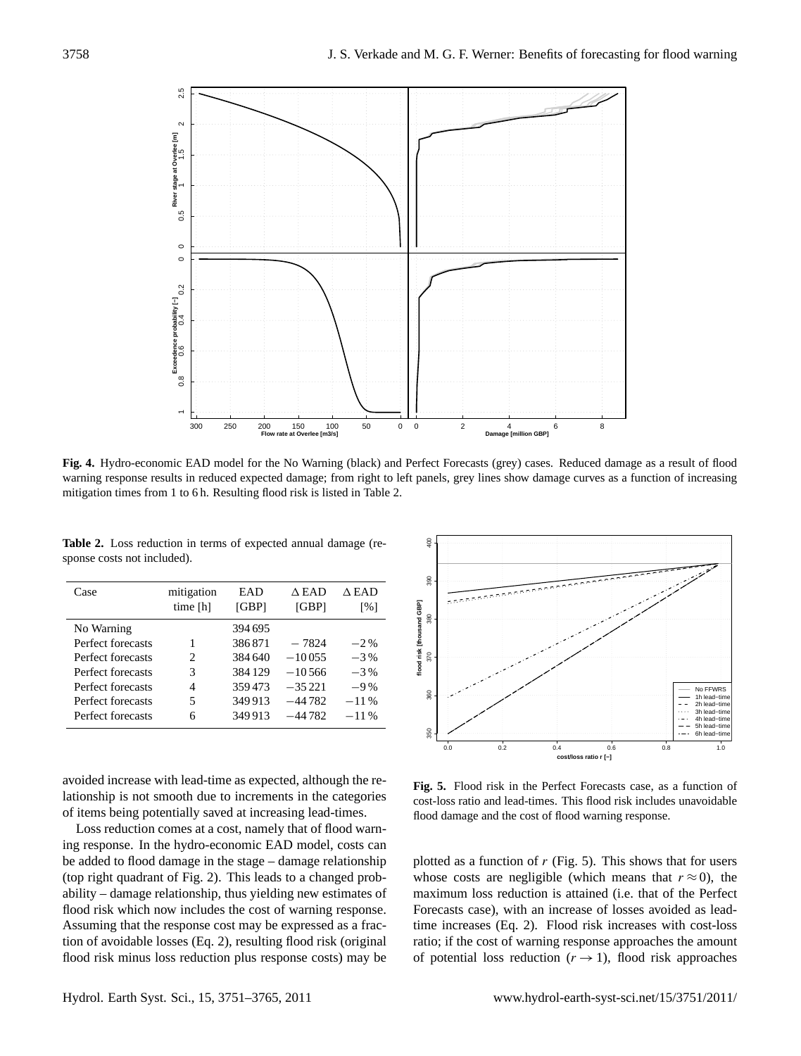River stage at Overlee [m]
2.5
2
1.5
1
0.5
0

Exceedence probability [−]
0
0.2
0.4
0.6
0.8
1

300 250 200 150 100 50 0
Flow rate at Overlee [m3/s]

0 2 4 6 8
Damage [million GBP]

**Fig. 4.** Hydro-economic EAD model for the No Warning (black) and Perfect Forecasts (grey) cases. Reduced damage as a result of flood warning response results in reduced expected damage; from right to left panels, grey lines show damage curves as a function of increasing mitigation times from 1 to 6 h. Resulting flood risk is listed in Table 2.

**Table 2.** Loss reduction in terms of expected annual damage (response costs not included).

| Case | mitigation time [h] | EAD [GBP] | $\Delta$ EAD [GBP] | $\Delta$ EAD [%] |
|---|---|---|---|---|
| No Warning | | 394 695 | | |
| Perfect forecasts | 1 | 386 871 | −7824 | −2 % |
| Perfect forecasts | 2 | 384 640 | −10 055 | −3 % |
| Perfect forecasts | 3 | 384 129 | −10 566 | −3 % |
| Perfect forecasts | 4 | 359 473 | −35 221 | −9 % |
| Perfect forecasts | 5 | 349 913 | −44 782 | −11 % |
| Perfect forecasts | 6 | 349 913 | −44 782 | −11 % |

flood risk [thousand GBP]
400
390
380
370
360
350

0.0 0.2 0.4 0.6 0.8 1.0
cost/loss ratio r [−]

No FFWRS
1h lead−time
2h lead−time
3h lead−time
4h lead−time
5h lead−time
6h lead−time

**Fig. 5.** Flood risk in the Perfect Forecasts case, as a function of cost-loss ratio and lead-times. This flood risk includes unavoidable flood damage and the cost of flood warning response.

avoided increase with lead-time as expected, although the relationship is not smooth due to increments in the categories of items being potentially saved at increasing lead-times.

Loss reduction comes at a cost, namely that of flood warning response. In the hydro-economic EAD model, costs can be added to flood damage in the stage – damage relationship (top right quadrant of Fig. 2). This leads to a changed probability – damage relationship, thus yielding new estimates of flood risk which now includes the cost of warning response. Assuming that the response cost may be expressed as a fraction of avoidable losses (Eq. 2), resulting flood risk (original flood risk minus loss reduction plus response costs) may be plotted as a function of $r$ (Fig. 5). This shows that for users whose costs are negligible (which means that $r \approx 0$), the maximum loss reduction is attained (i.e. that of the Perfect Forecasts case), with an increase of losses avoided as lead-time increases (Eq. 2). Flood risk increases with cost-loss ratio; if the cost of warning response approaches the amount of potential loss reduction ($r \to 1$), flood risk approaches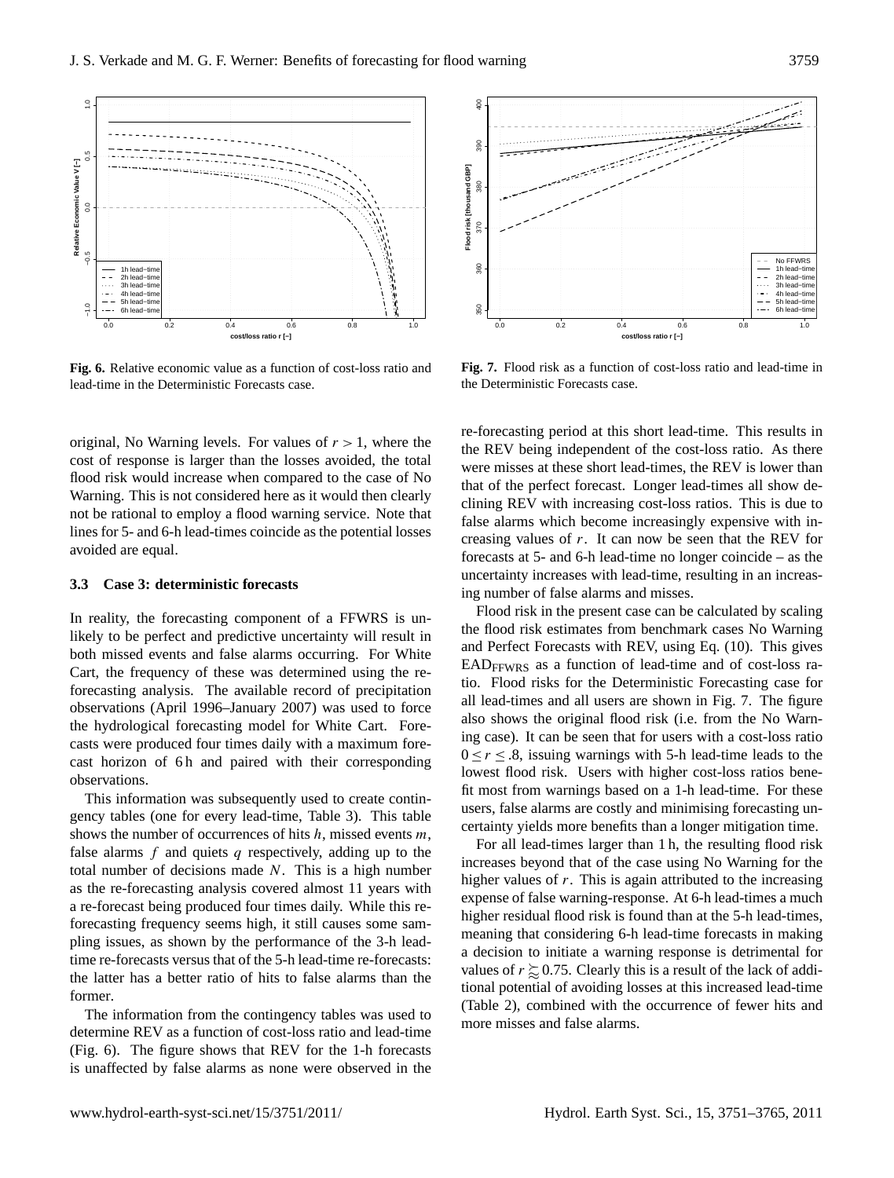Relative Economic Value V [−]

1.0
0.5
0.0
−0.5
−1.0

0.0
0.2
0.4
0.6
0.8
1.0

cost/loss ratio r [−]

1h lead−time
2h lead−time
3h lead−time
4h lead−time
5h lead−time
6h lead−time

**Fig. 6.** Relative economic value as a function of cost-loss ratio and lead-time in the Deterministic Forecasts case.

Flood risk [thousand GBP]

400
390
380
370
360
350

0.0
0.2
0.4
0.6
0.8
1.0

cost/loss ratio r [−]

No FFWRS
1h lead−time
2h lead−time
3h lead−time
4h lead−time
5h lead−time
6h lead−time

**Fig. 7.** Flood risk as a function of cost-loss ratio and lead-time in the Deterministic Forecasts case.

original, No Warning levels. For values of $r > 1$, where the cost of response is larger than the losses avoided, the total flood risk would increase when compared to the case of No Warning. This is not considered here as it would then clearly not be rational to employ a flood warning service. Note that lines for 5- and 6-h lead-times coincide as the potential losses avoided are equal.

### 3.3 Case 3: deterministic forecasts

In reality, the forecasting component of a FFWRS is unlikely to be perfect and predictive uncertainty will result in both missed events and false alarms occurring. For White Cart, the frequency of these was determined using the re-forecasting analysis. The available record of precipitation observations (April 1996–January 2007) was used to force the hydrological forecasting model for White Cart. Forecasts were produced four times daily with a maximum forecast horizon of 6 h and paired with their corresponding observations.

This information was subsequently used to create contingency tables (one for every lead-time, Table 3). This table shows the number of occurrences of hits $h$, missed events $m$, false alarms $f$ and quiets $q$ respectively, adding up to the total number of decisions made $N$. This is a high number as the re-forecasting analysis covered almost 11 years with a re-forecast being produced four times daily. While this re-forecasting frequency seems high, it still causes some sampling issues, as shown by the performance of the 3-h lead-time re-forecasts versus that of the 5-h lead-time re-forecasts: the latter has a better ratio of hits to false alarms than the former.

The information from the contingency tables was used to determine REV as a function of cost-loss ratio and lead-time (Fig. 6). The figure shows that REV for the 1-h forecasts is unaffected by false alarms as none were observed in the re-forecasting period at this short lead-time. This results in the REV being independent of the cost-loss ratio. As there were misses at these short lead-times, the REV is lower than that of the perfect forecast. Longer lead-times all show declining REV with increasing cost-loss ratios. This is due to false alarms which become increasingly expensive with increasing values of $r$. It can now be seen that the REV for forecasts at 5- and 6-h lead-time no longer coincide – as the uncertainty increases with lead-time, resulting in an increasing number of false alarms and misses.

Flood risk in the present case can be calculated by scaling the flood risk estimates from benchmark cases No Warning and Perfect Forecasts with REV, using Eq. (10). This gives $\mathrm{EAD}_{\mathrm{FFWRS}}$ as a function of lead-time and of cost-loss ratio. Flood risks for the Deterministic Forecasting case for all lead-times and all users are shown in Fig. 7. The figure also shows the original flood risk (i.e. from the No Warning case). It can be seen that for users with a cost-loss ratio $0 \leq r \leq .8$, issuing warnings with 5-h lead-time leads to the lowest flood risk. Users with higher cost-loss ratios benefit most from warnings based on a 1-h lead-time. For these users, false alarms are costly and minimising forecasting uncertainty yields more benefits than a longer mitigation time.

For all lead-times larger than 1 h, the resulting flood risk increases beyond that of the case using No Warning for the higher values of $r$. This is again attributed to the increasing expense of false warning-response. At 6-h lead-times a much higher residual flood risk is found than at the 5-h lead-times, meaning that considering 6-h lead-time forecasts in making a decision to initiate a warning response is detrimental for values of $r \gtrsim 0.75$. Clearly this is a result of the lack of additional potential of avoiding losses at this increased lead-time (Table 2), combined with the occurrence of fewer hits and more misses and false alarms.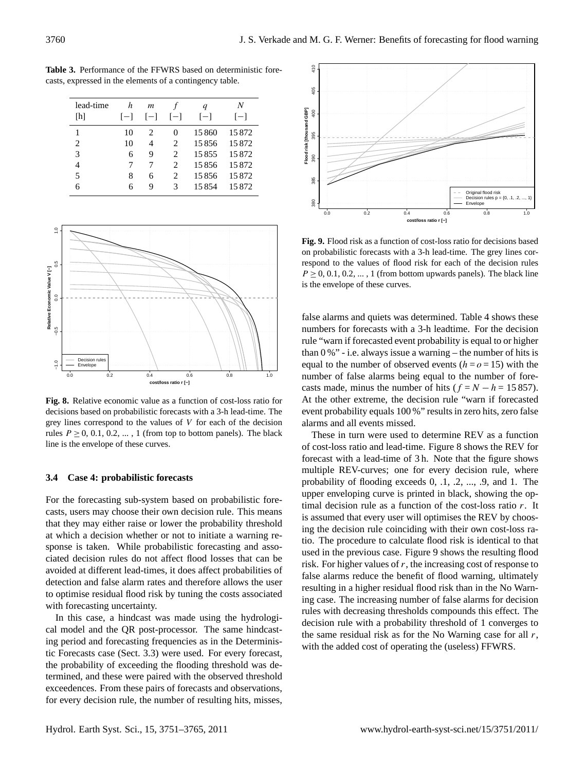**Table 3.** Performance of the FFWRS based on deterministic forecasts, expressed in the elements of a contingency table.

| lead-time [h] | $h$ [−] | $m$ [−] | $f$ [−] | $q$ [−] | $N$ [−] |
|---|---|---|---|---|---|
| 1 | 10 | 2 | 0 | 15 860 | 15 872 |
| 2 | 10 | 4 | 2 | 15 856 | 15 872 |
| 3 | 6 | 9 | 2 | 15 855 | 15 872 |
| 4 | 7 | 7 | 2 | 15 856 | 15 872 |
| 5 | 8 | 6 | 2 | 15 856 | 15 872 |
| 6 | 6 | 9 | 3 | 15 854 | 15 872 |

Relative Economic Value V [−]
1.0
0.5
0.0
−0.5
−1.0
0.0
0.2
0.4
0.6
0.8
1.0
cost/loss ratio r [−]
Decision rules
Envelope

**Fig. 8.** Relative economic value as a function of cost-loss ratio for decisions based on probabilistic forecasts with a 3-h lead-time. The grey lines correspond to the values of $V$ for each of the decision rules $P \geq 0$, 0.1, 0.2, ... , 1 (from top to bottom panels). The black line is the envelope of these curves.

Flood risk [thousand GBP]
410
405
400
395
390
385
380
0.0
0.2
0.4
0.6
0.8
1.0
cost/loss ratio r [−]
Original flood risk
Decision rules p = {0, .1, .2, ..., 1}
Envelope

**Fig. 9.** Flood risk as a function of cost-loss ratio for decisions based on probabilistic forecasts with a 3-h lead-time. The grey lines correspond to the values of flood risk for each of the decision rules $P \geq 0$, 0.1, 0.2, ... , 1 (from bottom upwards panels). The black line is the envelope of these curves.

### 3.4 Case 4: probabilistic forecasts

For the forecasting sub-system based on probabilistic forecasts, users may choose their own decision rule. This means that they may either raise or lower the probability threshold at which a decision whether or not to initiate a warning response is taken. While probabilistic forecasting and associated decision rules do not affect flood losses that can be avoided at different lead-times, it does affect probabilities of detection and false alarm rates and therefore allows the user to optimise residual flood risk by tuning the costs associated with forecasting uncertainty.

In this case, a hindcast was made using the hydrological model and the QR post-processor. The same hindcasting period and forecasting frequencies as in the Deterministic Forecasts case (Sect. 3.3) were used. For every forecast, the probability of exceeding the flooding threshold was determined, and these were paired with the observed threshold exceedences. From these pairs of forecasts and observations, for every decision rule, the number of resulting hits, misses, false alarms and quiets was determined. Table 4 shows these numbers for forecasts with a 3-h leadtime. For the decision rule "warn if forecasted event probability is equal to or higher than 0 %" - i.e. always issue a warning – the number of hits is equal to the number of observed events ($h = o = 15$) with the number of false alarms being equal to the number of forecasts made, minus the number of hits ($f = N - h = 15\,857$). At the other extreme, the decision rule "warn if forecasted event probability equals 100 %" results in zero hits, zero false alarms and all events missed.

These in turn were used to determine REV as a function of cost-loss ratio and lead-time. Figure 8 shows the REV for forecast with a lead-time of 3 h. Note that the figure shows multiple REV-curves; one for every decision rule, where probability of flooding exceeds 0, .1, .2, ..., .9, and 1. The upper enveloping curve is printed in black, showing the optimal decision rule as a function of the cost-loss ratio $r$. It is assumed that every user will optimises the REV by choosing the decision rule coinciding with their own cost-loss ratio. The procedure to calculate flood risk is identical to that used in the previous case. Figure 9 shows the resulting flood risk. For higher values of $r$, the increasing cost of response to false alarms reduce the benefit of flood warning, ultimately resulting in a higher residual flood risk than in the No Warning case. The increasing number of false alarms for decision rules with decreasing thresholds compounds this effect. The decision rule with a probability threshold of 1 converges to the same residual risk as for the No Warning case for all $r$, with the added cost of operating the (useless) FFWRS.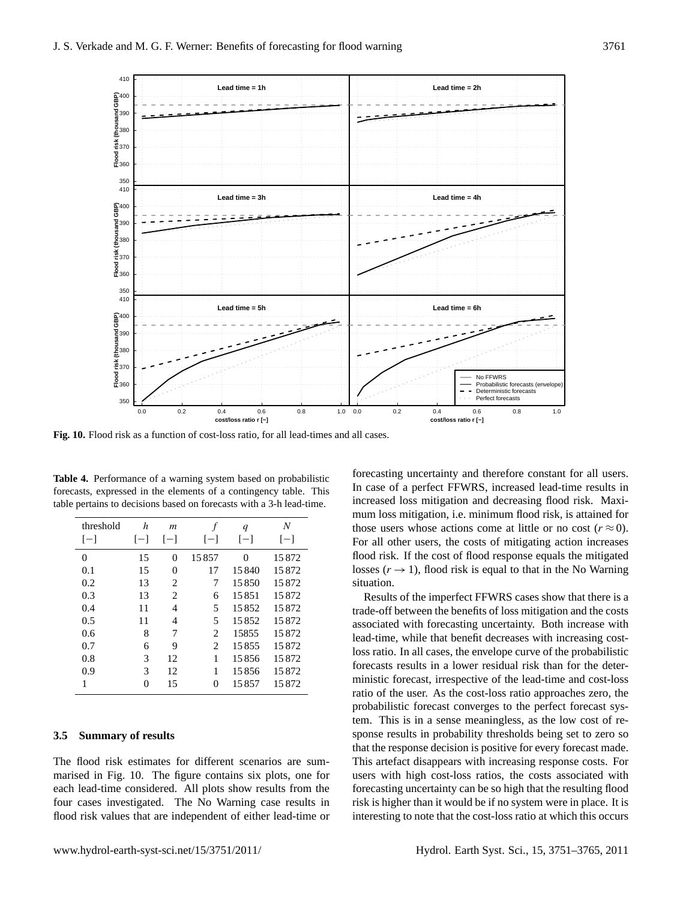Lead time = 1h

Lead time = 2h

Lead time = 3h

Lead time = 4h

Lead time = 5h

Lead time = 6h

Flood risk (thousand GBP)

410 400 390 380 370 360 350

cost/loss ratio r [−]

0.0 0.2 0.4 0.6 0.8 1.0

No FFWRS
Probabilistic forecasts (envelope)
Deterministic forecasts
Perfect forecasts

**Fig. 10.** Flood risk as a function of cost-loss ratio, for all lead-times and all cases.

**Table 4.** Performance of a warning system based on probabilistic forecasts, expressed in the elements of a contingency table. This table pertains to decisions based on forecasts with a 3-h lead-time.

| threshold [−] | $h$ [−] | $m$ [−] | $f$ [−] | $q$ [−] | $N$ [−] |
|---|---|---|---|---|---|
| 0 | 15 | 0 | 15 857 | 0 | 15 872 |
| 0.1 | 15 | 0 | 17 | 15 840 | 15 872 |
| 0.2 | 13 | 2 | 7 | 15 850 | 15 872 |
| 0.3 | 13 | 2 | 6 | 15 851 | 15 872 |
| 0.4 | 11 | 4 | 5 | 15 852 | 15 872 |
| 0.5 | 11 | 4 | 5 | 15 852 | 15 872 |
| 0.6 | 8 | 7 | 2 | 15855 | 15 872 |
| 0.7 | 6 | 9 | 2 | 15 855 | 15 872 |
| 0.8 | 3 | 12 | 1 | 15 856 | 15 872 |
| 0.9 | 3 | 12 | 1 | 15 856 | 15 872 |
| 1 | 0 | 15 | 0 | 15 857 | 15 872 |

### 3.5 Summary of results

The flood risk estimates for different scenarios are summarised in Fig. 10. The figure contains six plots, one for each lead-time considered. All plots show results from the four cases investigated. The No Warning case results in flood risk values that are independent of either lead-time or forecasting uncertainty and therefore constant for all users. In case of a perfect FFWRS, increased lead-time results in increased loss mitigation and decreasing flood risk. Maximum loss mitigation, i.e. minimum flood risk, is attained for those users whose actions come at little or no cost ($r \approx 0$). For all other users, the costs of mitigating action increases flood risk. If the cost of flood response equals the mitigated losses ($r \rightarrow 1$), flood risk is equal to that in the No Warning situation.

Results of the imperfect FFWRS cases show that there is a trade-off between the benefits of loss mitigation and the costs associated with forecasting uncertainty. Both increase with lead-time, while that benefit decreases with increasing cost-loss ratio. In all cases, the envelope curve of the probabilistic forecasts results in a lower residual risk than for the deterministic forecast, irrespective of the lead-time and cost-loss ratio of the user. As the cost-loss ratio approaches zero, the probabilistic forecast converges to the perfect forecast system. This is in a sense meaningless, as the low cost of response results in probability thresholds being set to zero so that the response decision is positive for every forecast made. This artefact disappears with increasing response costs. For users with high cost-loss ratios, the costs associated with forecasting uncertainty can be so high that the resulting flood risk is higher than it would be if no system were in place. It is interesting to note that the cost-loss ratio at which this occurs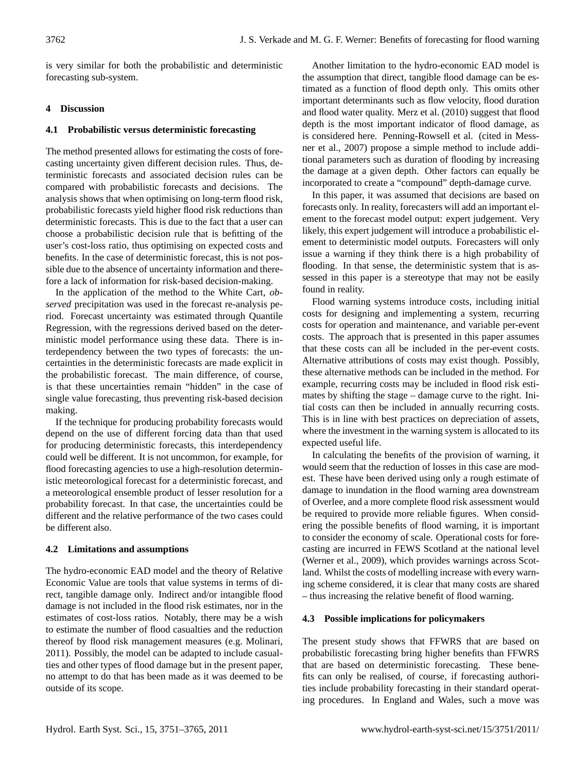is very similar for both the probabilistic and deterministic forecasting sub-system.

## 4 Discussion

### 4.1 Probabilistic versus deterministic forecasting

The method presented allows for estimating the costs of forecasting uncertainty given different decision rules. Thus, deterministic forecasts and associated decision rules can be compared with probabilistic forecasts and decisions. The analysis shows that when optimising on long-term flood risk, probabilistic forecasts yield higher flood risk reductions than deterministic forecasts. This is due to the fact that a user can choose a probabilistic decision rule that is befitting of the user's cost-loss ratio, thus optimising on expected costs and benefits. In the case of deterministic forecast, this is not possible due to the absence of uncertainty information and therefore a lack of information for risk-based decision-making.

In the application of the method to the White Cart, *observed* precipitation was used in the forecast re-analysis period. Forecast uncertainty was estimated through Quantile Regression, with the regressions derived based on the deterministic model performance using these data. There is interdependency between the two types of forecasts: the uncertainties in the deterministic forecasts are made explicit in the probabilistic forecast. The main difference, of course, is that these uncertainties remain "hidden" in the case of single value forecasting, thus preventing risk-based decision making.

If the technique for producing probability forecasts would depend on the use of different forcing data than that used for producing deterministic forecasts, this interdependency could well be different. It is not uncommon, for example, for flood forecasting agencies to use a high-resolution deterministic meteorological forecast for a deterministic forecast, and a meteorological ensemble product of lesser resolution for a probability forecast. In that case, the uncertainties could be different and the relative performance of the two cases could be different also.

### 4.2 Limitations and assumptions

The hydro-economic EAD model and the theory of Relative Economic Value are tools that value systems in terms of direct, tangible damage only. Indirect and/or intangible flood damage is not included in the flood risk estimates, nor in the estimates of cost-loss ratios. Notably, there may be a wish to estimate the number of flood casualties and the reduction thereof by flood risk management measures (e.g. Molinari, 2011). Possibly, the model can be adapted to include casualties and other types of flood damage but in the present paper, no attempt to do that has been made as it was deemed to be outside of its scope.

Another limitation to the hydro-economic EAD model is the assumption that direct, tangible flood damage can be estimated as a function of flood depth only. This omits other important determinants such as flow velocity, flood duration and flood water quality. Merz et al. (2010) suggest that flood depth is the most important indicator of flood damage, as is considered here. Penning-Rowsell et al. (cited in Messner et al., 2007) propose a simple method to include additional parameters such as duration of flooding by increasing the damage at a given depth. Other factors can equally be incorporated to create a "compound" depth-damage curve.

In this paper, it was assumed that decisions are based on forecasts only. In reality, forecasters will add an important element to the forecast model output: expert judgement. Very likely, this expert judgement will introduce a probabilistic element to deterministic model outputs. Forecasters will only issue a warning if they think there is a high probability of flooding. In that sense, the deterministic system that is assessed in this paper is a stereotype that may not be easily found in reality.

Flood warning systems introduce costs, including initial costs for designing and implementing a system, recurring costs for operation and maintenance, and variable per-event costs. The approach that is presented in this paper assumes that these costs can all be included in the per-event costs. Alternative attributions of costs may exist though. Possibly, these alternative methods can be included in the method. For example, recurring costs may be included in flood risk estimates by shifting the stage – damage curve to the right. Initial costs can then be included in annually recurring costs. This is in line with best practices on depreciation of assets, where the investment in the warning system is allocated to its expected useful life.

In calculating the benefits of the provision of warning, it would seem that the reduction of losses in this case are modest. These have been derived using only a rough estimate of damage to inundation in the flood warning area downstream of Overlee, and a more complete flood risk assessment would be required to provide more reliable figures. When considering the possible benefits of flood warning, it is important to consider the economy of scale. Operational costs for forecasting are incurred in FEWS Scotland at the national level (Werner et al., 2009), which provides warnings across Scotland. Whilst the costs of modelling increase with every warning scheme considered, it is clear that many costs are shared – thus increasing the relative benefit of flood warning.

### 4.3 Possible implications for policymakers

The present study shows that FFWRS that are based on probabilistic forecasting bring higher benefits than FFWRS that are based on deterministic forecasting. These benefits can only be realised, of course, if forecasting authorities include probability forecasting in their standard operating procedures. In England and Wales, such a move was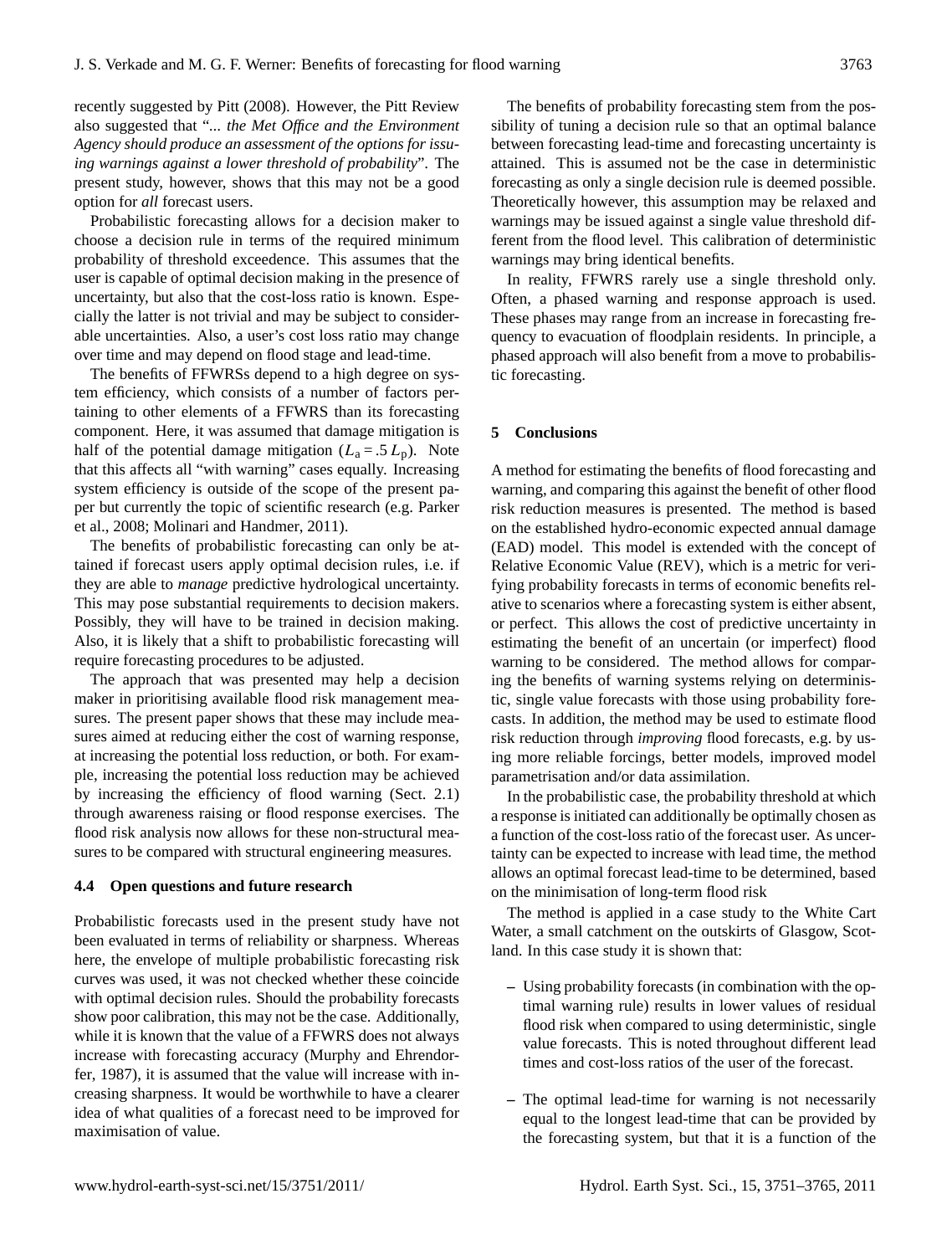recently suggested by Pitt (2008). However, the Pitt Review also suggested that "*... the Met Office and the Environment Agency should produce an assessment of the options for issuing warnings against a lower threshold of probability*". The present study, however, shows that this may not be a good option for *all* forecast users.

Probabilistic forecasting allows for a decision maker to choose a decision rule in terms of the required minimum probability of threshold exceedence. This assumes that the user is capable of optimal decision making in the presence of uncertainty, but also that the cost-loss ratio is known. Especially the latter is not trivial and may be subject to considerable uncertainties. Also, a user's cost loss ratio may change over time and may depend on flood stage and lead-time.

The benefits of FFWRSs depend to a high degree on system efficiency, which consists of a number of factors pertaining to other elements of a FFWRS than its forecasting component. Here, it was assumed that damage mitigation is half of the potential damage mitigation ($L_a = .5\,L_p$). Note that this affects all "with warning" cases equally. Increasing system efficiency is outside of the scope of the present paper but currently the topic of scientific research (e.g. Parker et al., 2008; Molinari and Handmer, 2011).

The benefits of probabilistic forecasting can only be attained if forecast users apply optimal decision rules, i.e. if they are able to *manage* predictive hydrological uncertainty. This may pose substantial requirements to decision makers. Possibly, they will have to be trained in decision making. Also, it is likely that a shift to probabilistic forecasting will require forecasting procedures to be adjusted.

The approach that was presented may help a decision maker in prioritising available flood risk management measures. The present paper shows that these may include measures aimed at reducing either the cost of warning response, at increasing the potential loss reduction, or both. For example, increasing the potential loss reduction may be achieved by increasing the efficiency of flood warning (Sect. 2.1) through awareness raising or flood response exercises. The flood risk analysis now allows for these non-structural measures to be compared with structural engineering measures.

### 4.4 Open questions and future research

Probabilistic forecasts used in the present study have not been evaluated in terms of reliability or sharpness. Whereas here, the envelope of multiple probabilistic forecasting risk curves was used, it was not checked whether these coincide with optimal decision rules. Should the probability forecasts show poor calibration, this may not be the case. Additionally, while it is known that the value of a FFWRS does not always increase with forecasting accuracy (Murphy and Ehrendorfer, 1987), it is assumed that the value will increase with increasing sharpness. It would be worthwhile to have a clearer idea of what qualities of a forecast need to be improved for maximisation of value.

The benefits of probability forecasting stem from the possibility of tuning a decision rule so that an optimal balance between forecasting lead-time and forecasting uncertainty is attained. This is assumed not be the case in deterministic forecasting as only a single decision rule is deemed possible. Theoretically however, this assumption may be relaxed and warnings may be issued against a single value threshold different from the flood level. This calibration of deterministic warnings may bring identical benefits.

In reality, FFWRS rarely use a single threshold only. Often, a phased warning and response approach is used. These phases may range from an increase in forecasting frequency to evacuation of floodplain residents. In principle, a phased approach will also benefit from a move to probabilistic forecasting.

## 5 Conclusions

A method for estimating the benefits of flood forecasting and warning, and comparing this against the benefit of other flood risk reduction measures is presented. The method is based on the established hydro-economic expected annual damage (EAD) model. This model is extended with the concept of Relative Economic Value (REV), which is a metric for verifying probability forecasts in terms of economic benefits relative to scenarios where a forecasting system is either absent, or perfect. This allows the cost of predictive uncertainty in estimating the benefit of an uncertain (or imperfect) flood warning to be considered. The method allows for comparing the benefits of warning systems relying on deterministic, single value forecasts with those using probability forecasts. In addition, the method may be used to estimate flood risk reduction through *improving* flood forecasts, e.g. by using more reliable forcings, better models, improved model parametrisation and/or data assimilation.

In the probabilistic case, the probability threshold at which a response is initiated can additionally be optimally chosen as a function of the cost-loss ratio of the forecast user. As uncertainty can be expected to increase with lead time, the method allows an optimal forecast lead-time to be determined, based on the minimisation of long-term flood risk

The method is applied in a case study to the White Cart Water, a small catchment on the outskirts of Glasgow, Scotland. In this case study it is shown that:

- Using probability forecasts (in combination with the optimal warning rule) results in lower values of residual flood risk when compared to using deterministic, single value forecasts. This is noted throughout different lead times and cost-loss ratios of the user of the forecast.

- The optimal lead-time for warning is not necessarily equal to the longest lead-time that can be provided by the forecasting system, but that it is a function of the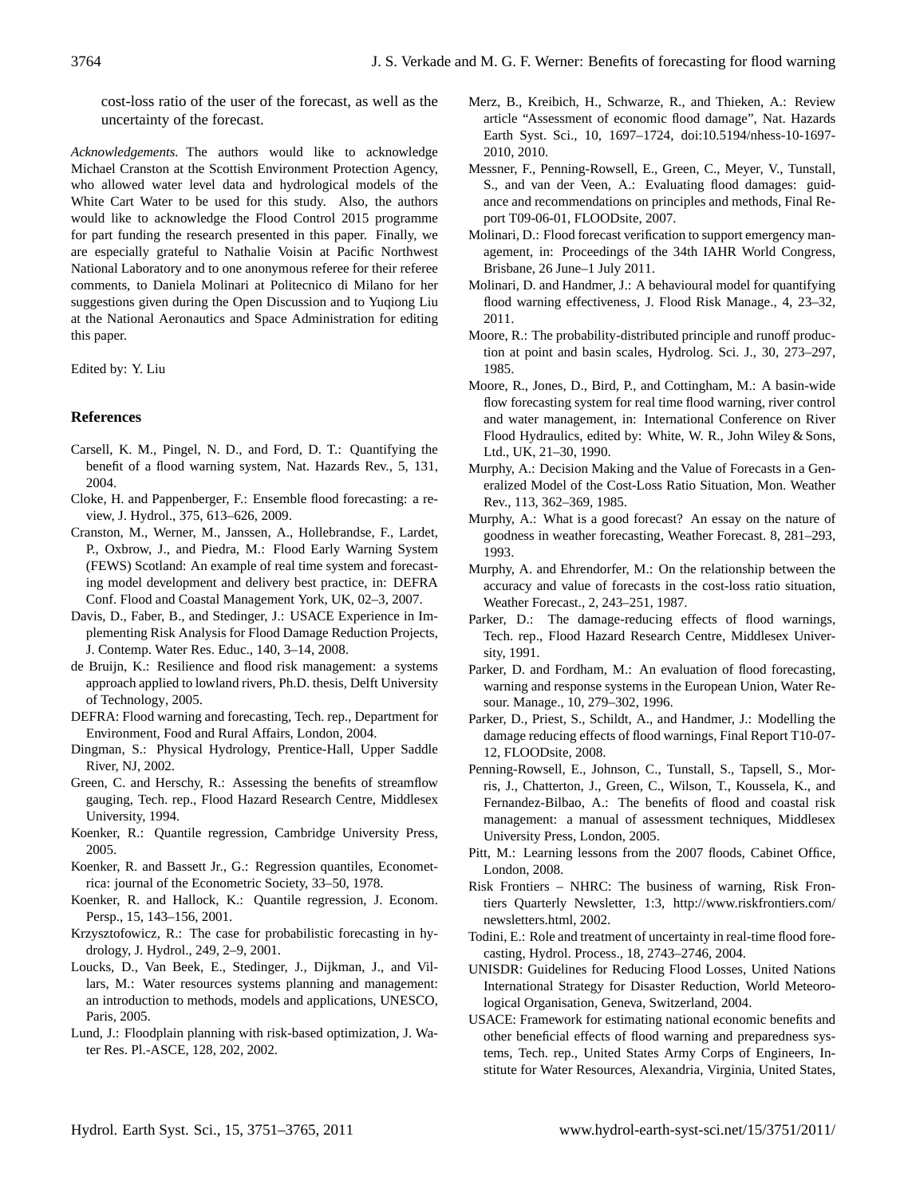cost-loss ratio of the user of the forecast, as well as the uncertainty of the forecast.

*Acknowledgements.* The authors would like to acknowledge Michael Cranston at the Scottish Environment Protection Agency, who allowed water level data and hydrological models of the White Cart Water to be used for this study. Also, the authors would like to acknowledge the Flood Control 2015 programme for part funding the research presented in this paper. Finally, we are especially grateful to Nathalie Voisin at Pacific Northwest National Laboratory and to one anonymous referee for their referee comments, to Daniela Molinari at Politecnico di Milano for her suggestions given during the Open Discussion and to Yuqiong Liu at the National Aeronautics and Space Administration for editing this paper.

Edited by: Y. Liu

## References

Carsell, K. M., Pingel, N. D., and Ford, D. T.: Quantifying the benefit of a flood warning system, Nat. Hazards Rev., 5, 131, 2004.

Cloke, H. and Pappenberger, F.: Ensemble flood forecasting: a review, J. Hydrol., 375, 613–626, 2009.

Cranston, M., Werner, M., Janssen, A., Hollebrandse, F., Lardet, P., Oxbrow, J., and Piedra, M.: Flood Early Warning System (FEWS) Scotland: An example of real time system and forecasting model development and delivery best practice, in: DEFRA Conf. Flood and Coastal Management York, UK, 02–3, 2007.

Davis, D., Faber, B., and Stedinger, J.: USACE Experience in Implementing Risk Analysis for Flood Damage Reduction Projects, J. Contemp. Water Res. Educ., 140, 3–14, 2008.

de Bruijn, K.: Resilience and flood risk management: a systems approach applied to lowland rivers, Ph.D. thesis, Delft University of Technology, 2005.

DEFRA: Flood warning and forecasting, Tech. rep., Department for Environment, Food and Rural Affairs, London, 2004.

Dingman, S.: Physical Hydrology, Prentice-Hall, Upper Saddle River, NJ, 2002.

Green, C. and Herschy, R.: Assessing the benefits of streamflow gauging, Tech. rep., Flood Hazard Research Centre, Middlesex University, 1994.

Koenker, R.: Quantile regression, Cambridge University Press, 2005.

Koenker, R. and Bassett Jr., G.: Regression quantiles, Econometrica: journal of the Econometric Society, 33–50, 1978.

Koenker, R. and Hallock, K.: Quantile regression, J. Econom. Persp., 15, 143–156, 2001.

Krzysztofowicz, R.: The case for probabilistic forecasting in hydrology, J. Hydrol., 249, 2–9, 2001.

Loucks, D., Van Beek, E., Stedinger, J., Dijkman, J., and Villars, M.: Water resources systems planning and management: an introduction to methods, models and applications, UNESCO, Paris, 2005.

Lund, J.: Floodplain planning with risk-based optimization, J. Water Res. Pl.-ASCE, 128, 202, 2002.

Merz, B., Kreibich, H., Schwarze, R., and Thieken, A.: Review article "Assessment of economic flood damage", Nat. Hazards Earth Syst. Sci., 10, 1697–1724, doi:10.5194/nhess-10-1697-2010, 2010.

Messner, F., Penning-Rowsell, E., Green, C., Meyer, V., Tunstall, S., and van der Veen, A.: Evaluating flood damages: guidance and recommendations on principles and methods, Final Report T09-06-01, FLOODsite, 2007.

Molinari, D.: Flood forecast verification to support emergency management, in: Proceedings of the 34th IAHR World Congress, Brisbane, 26 June–1 July 2011.

Molinari, D. and Handmer, J.: A behavioural model for quantifying flood warning effectiveness, J. Flood Risk Manage., 4, 23–32, 2011.

Moore, R.: The probability-distributed principle and runoff production at point and basin scales, Hydrolog. Sci. J., 30, 273–297, 1985.

Moore, R., Jones, D., Bird, P., and Cottingham, M.: A basin-wide flow forecasting system for real time flood warning, river control and water management, in: International Conference on River Flood Hydraulics, edited by: White, W. R., John Wiley & Sons, Ltd., UK, 21–30, 1990.

Murphy, A.: Decision Making and the Value of Forecasts in a Generalized Model of the Cost-Loss Ratio Situation, Mon. Weather Rev., 113, 362–369, 1985.

Murphy, A.: What is a good forecast? An essay on the nature of goodness in weather forecasting, Weather Forecast. 8, 281–293, 1993.

Murphy, A. and Ehrendorfer, M.: On the relationship between the accuracy and value of forecasts in the cost-loss ratio situation, Weather Forecast., 2, 243–251, 1987.

Parker, D.: The damage-reducing effects of flood warnings, Tech. rep., Flood Hazard Research Centre, Middlesex University, 1991.

Parker, D. and Fordham, M.: An evaluation of flood forecasting, warning and response systems in the European Union, Water Resour. Manage., 10, 279–302, 1996.

Parker, D., Priest, S., Schildt, A., and Handmer, J.: Modelling the damage reducing effects of flood warnings, Final Report T10-07-12, FLOODsite, 2008.

Penning-Rowsell, E., Johnson, C., Tunstall, S., Tapsell, S., Morris, J., Chatterton, J., Green, C., Wilson, T., Koussela, K., and Fernandez-Bilbao, A.: The benefits of flood and coastal risk management: a manual of assessment techniques, Middlesex University Press, London, 2005.

Pitt, M.: Learning lessons from the 2007 floods, Cabinet Office, London, 2008.

Risk Frontiers – NHRC: The business of warning, Risk Frontiers Quarterly Newsletter, 1:3, http://www.riskfrontiers.com/newsletters.html, 2002.

Todini, E.: Role and treatment of uncertainty in real-time flood forecasting, Hydrol. Process., 18, 2743–2746, 2004.

UNISDR: Guidelines for Reducing Flood Losses, United Nations International Strategy for Disaster Reduction, World Meteorological Organisation, Geneva, Switzerland, 2004.

USACE: Framework for estimating national economic benefits and other beneficial effects of flood warning and preparedness systems, Tech. rep., United States Army Corps of Engineers, Institute for Water Resources, Alexandria, Virginia, United States,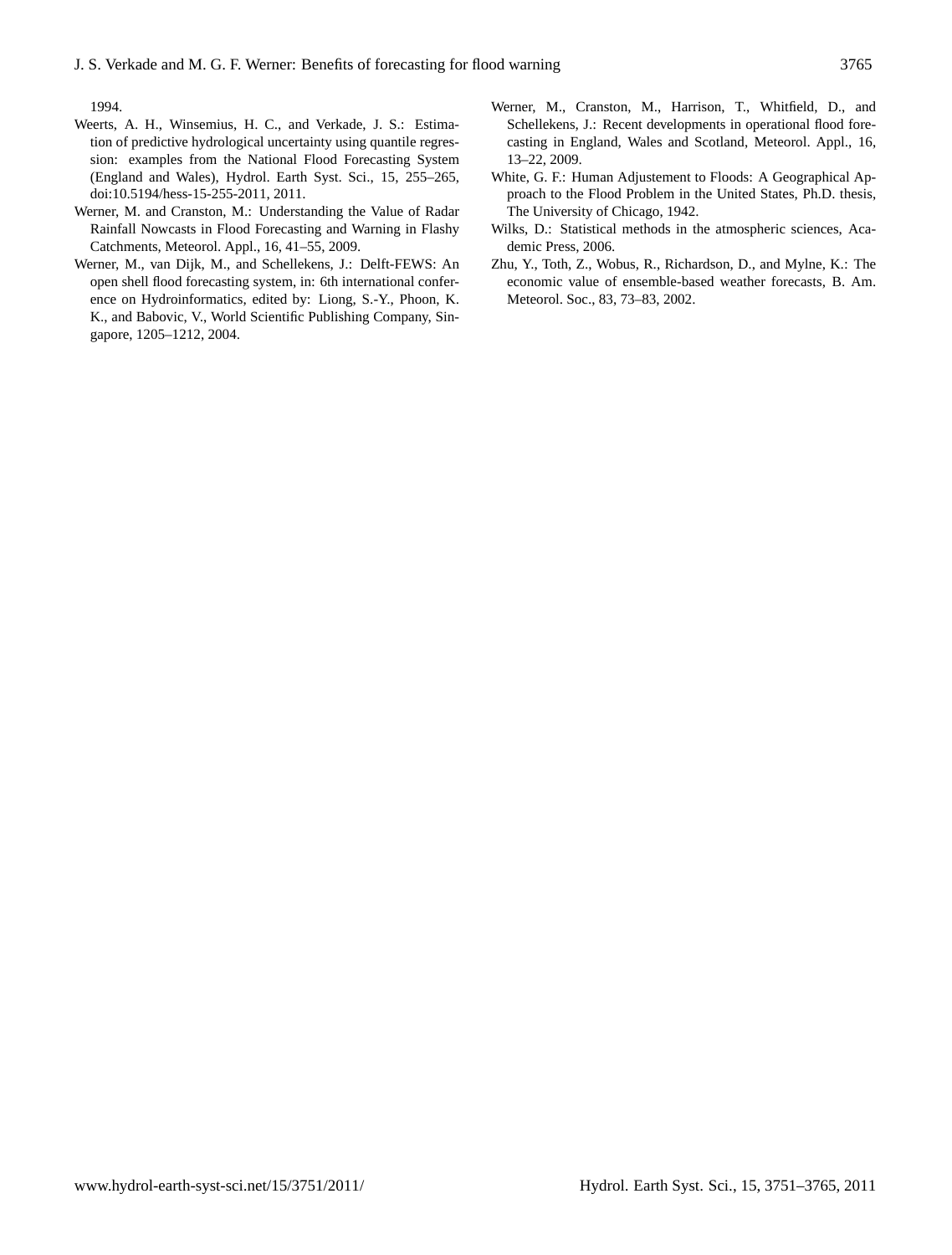1994.

Weerts, A. H., Winsemius, H. C., and Verkade, J. S.: Estimation of predictive hydrological uncertainty using quantile regression: examples from the National Flood Forecasting System (England and Wales), Hydrol. Earth Syst. Sci., 15, 255–265, doi:10.5194/hess-15-255-2011, 2011.

Werner, M. and Cranston, M.: Understanding the Value of Radar Rainfall Nowcasts in Flood Forecasting and Warning in Flashy Catchments, Meteorol. Appl., 16, 41–55, 2009.

Werner, M., van Dijk, M., and Schellekens, J.: Delft-FEWS: An open shell flood forecasting system, in: 6th international conference on Hydroinformatics, edited by: Liong, S.-Y., Phoon, K. K., and Babovic, V., World Scientific Publishing Company, Singapore, 1205–1212, 2004.

Werner, M., Cranston, M., Harrison, T., Whitfield, D., and Schellekens, J.: Recent developments in operational flood forecasting in England, Wales and Scotland, Meteorol. Appl., 16, 13–22, 2009.

White, G. F.: Human Adjustement to Floods: A Geographical Approach to the Flood Problem in the United States, Ph.D. thesis, The University of Chicago, 1942.

Wilks, D.: Statistical methods in the atmospheric sciences, Academic Press, 2006.

Zhu, Y., Toth, Z., Wobus, R., Richardson, D., and Mylne, K.: The economic value of ensemble-based weather forecasts, B. Am. Meteorol. Soc., 83, 73–83, 2002.